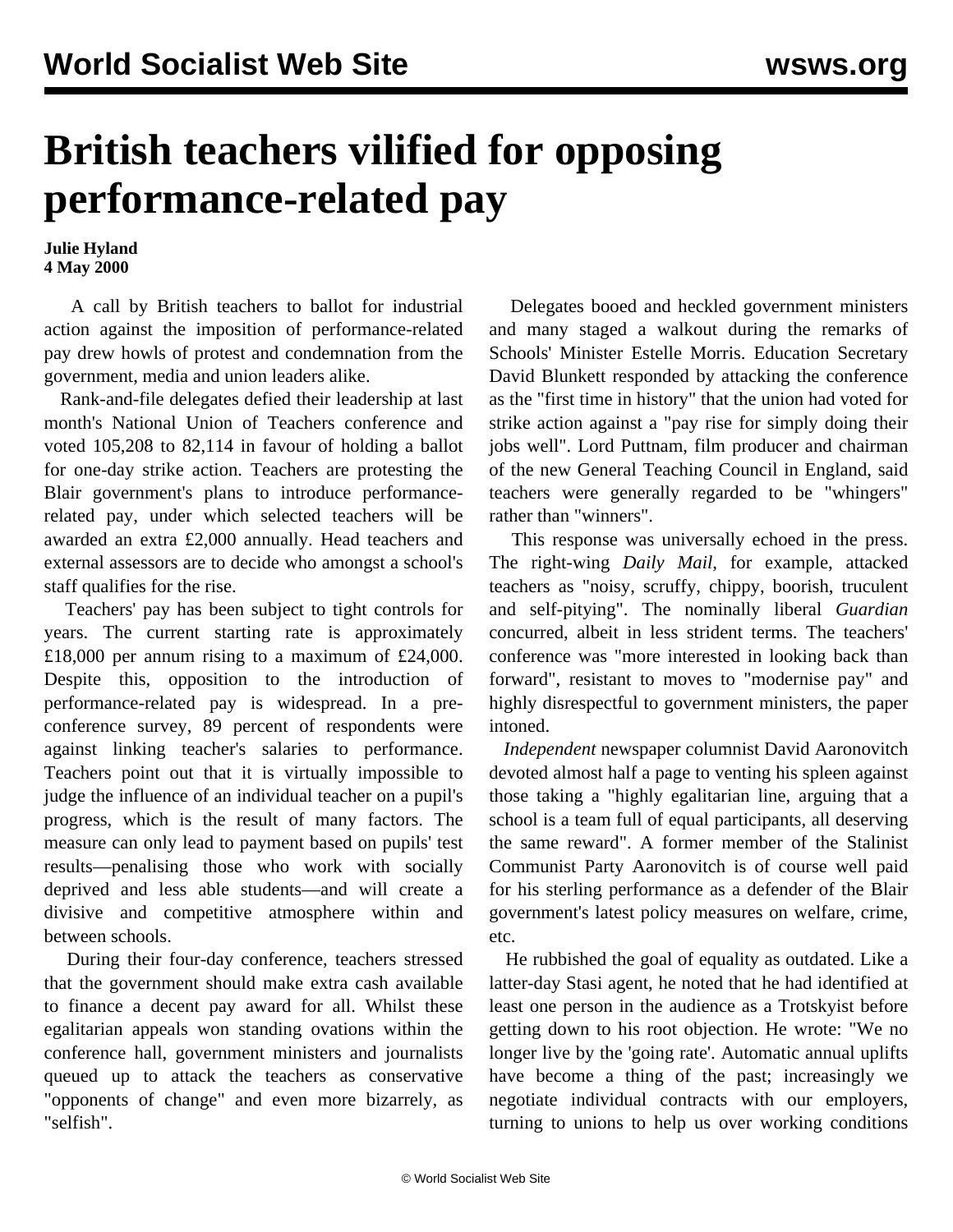# British teachers vilified for opposing performance-related pay

**Julie Hyland**
**4 May 2000**

A call by British teachers to ballot for industrial action against the imposition of performance-related pay drew howls of protest and condemnation from the government, media and union leaders alike.

Rank-and-file delegates defied their leadership at last month's National Union of Teachers conference and voted 105,208 to 82,114 in favour of holding a ballot for one-day strike action. Teachers are protesting the Blair government's plans to introduce performance-related pay, under which selected teachers will be awarded an extra £2,000 annually. Head teachers and external assessors are to decide who amongst a school's staff qualifies for the rise.

Teachers' pay has been subject to tight controls for years. The current starting rate is approximately £18,000 per annum rising to a maximum of £24,000. Despite this, opposition to the introduction of performance-related pay is widespread. In a pre-conference survey, 89 percent of respondents were against linking teacher's salaries to performance. Teachers point out that it is virtually impossible to judge the influence of an individual teacher on a pupil's progress, which is the result of many factors. The measure can only lead to payment based on pupils' test results—penalising those who work with socially deprived and less able students—and will create a divisive and competitive atmosphere within and between schools.

During their four-day conference, teachers stressed that the government should make extra cash available to finance a decent pay award for all. Whilst these egalitarian appeals won standing ovations within the conference hall, government ministers and journalists queued up to attack the teachers as conservative "opponents of change" and even more bizarrely, as "selfish".

Delegates booed and heckled government ministers and many staged a walkout during the remarks of Schools' Minister Estelle Morris. Education Secretary David Blunkett responded by attacking the conference as the "first time in history" that the union had voted for strike action against a "pay rise for simply doing their jobs well". Lord Puttnam, film producer and chairman of the new General Teaching Council in England, said teachers were generally regarded to be "whingers" rather than "winners".

This response was universally echoed in the press. The right-wing *Daily Mail*, for example, attacked teachers as "noisy, scruffy, chippy, boorish, truculent and self-pitying". The nominally liberal *Guardian* concurred, albeit in less strident terms. The teachers' conference was "more interested in looking back than forward", resistant to moves to "modernise pay" and highly disrespectful to government ministers, the paper intoned.

*Independent* newspaper columnist David Aaronovitch devoted almost half a page to venting his spleen against those taking a "highly egalitarian line, arguing that a school is a team full of equal participants, all deserving the same reward". A former member of the Stalinist Communist Party Aaronovitch is of course well paid for his sterling performance as a defender of the Blair government's latest policy measures on welfare, crime, etc.

He rubbished the goal of equality as outdated. Like a latter-day Stasi agent, he noted that he had identified at least one person in the audience as a Trotskyist before getting down to his root objection. He wrote: "We no longer live by the 'going rate'. Automatic annual uplifts have become a thing of the past; increasingly we negotiate individual contracts with our employers, turning to unions to help us over working conditions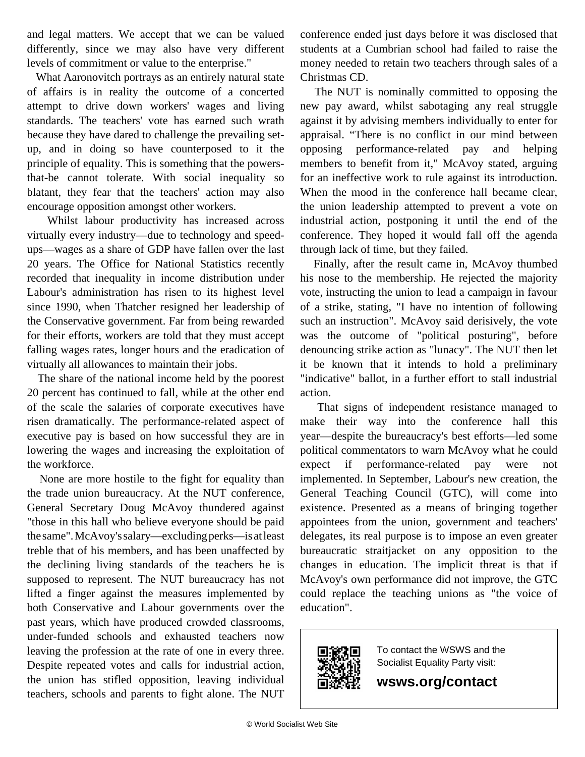and legal matters. We accept that we can be valued differently, since we may also have very different levels of commitment or value to the enterprise."

What Aaronovitch portrays as an entirely natural state of affairs is in reality the outcome of a concerted attempt to drive down workers' wages and living standards. The teachers' vote has earned such wrath because they have dared to challenge the prevailing set-up, and in doing so have counterposed to it the principle of equality. This is something that the powers-that-be cannot tolerate. With social inequality so blatant, they fear that the teachers' action may also encourage opposition amongst other workers.

Whilst labour productivity has increased across virtually every industry—due to technology and speed-ups—wages as a share of GDP have fallen over the last 20 years. The Office for National Statistics recently recorded that inequality in income distribution under Labour's administration has risen to its highest level since 1990, when Thatcher resigned her leadership of the Conservative government. Far from being rewarded for their efforts, workers are told that they must accept falling wages rates, longer hours and the eradication of virtually all allowances to maintain their jobs.

The share of the national income held by the poorest 20 percent has continued to fall, while at the other end of the scale the salaries of corporate executives have risen dramatically. The performance-related aspect of executive pay is based on how successful they are in lowering the wages and increasing the exploitation of the workforce.

None are more hostile to the fight for equality than the trade union bureaucracy. At the NUT conference, General Secretary Doug McAvoy thundered against "those in this hall who believe everyone should be paid the same". McAvoy's salary—excluding perks—is at least treble that of his members, and has been unaffected by the declining living standards of the teachers he is supposed to represent. The NUT bureaucracy has not lifted a finger against the measures implemented by both Conservative and Labour governments over the past years, which have produced crowded classrooms, under-funded schools and exhausted teachers now leaving the profession at the rate of one in every three. Despite repeated votes and calls for industrial action, the union has stifled opposition, leaving individual teachers, schools and parents to fight alone. The NUT conference ended just days before it was disclosed that students at a Cumbrian school had failed to raise the money needed to retain two teachers through sales of a Christmas CD.

The NUT is nominally committed to opposing the new pay award, whilst sabotaging any real struggle against it by advising members individually to enter for appraisal. "There is no conflict in our mind between opposing performance-related pay and helping members to benefit from it," McAvoy stated, arguing for an ineffective work to rule against its introduction. When the mood in the conference hall became clear, the union leadership attempted to prevent a vote on industrial action, postponing it until the end of the conference. They hoped it would fall off the agenda through lack of time, but they failed.

Finally, after the result came in, McAvoy thumbed his nose to the membership. He rejected the majority vote, instructing the union to lead a campaign in favour of a strike, stating, "I have no intention of following such an instruction". McAvoy said derisively, the vote was the outcome of "political posturing", before denouncing strike action as "lunacy". The NUT then let it be known that it intends to hold a preliminary "indicative" ballot, in a further effort to stall industrial action.

That signs of independent resistance managed to make their way into the conference hall this year—despite the bureaucracy's best efforts—led some political commentators to warn McAvoy what he could expect if performance-related pay were not implemented. In September, Labour's new creation, the General Teaching Council (GTC), will come into existence. Presented as a means of bringing together appointees from the union, government and teachers' delegates, its real purpose is to impose an even greater bureaucratic straitjacket on any opposition to the changes in education. The implicit threat is that if McAvoy's own performance did not improve, the GTC could replace the teaching unions as "the voice of education".

To contact the WSWS and the Socialist Equality Party visit:

**wsws.org/contact**